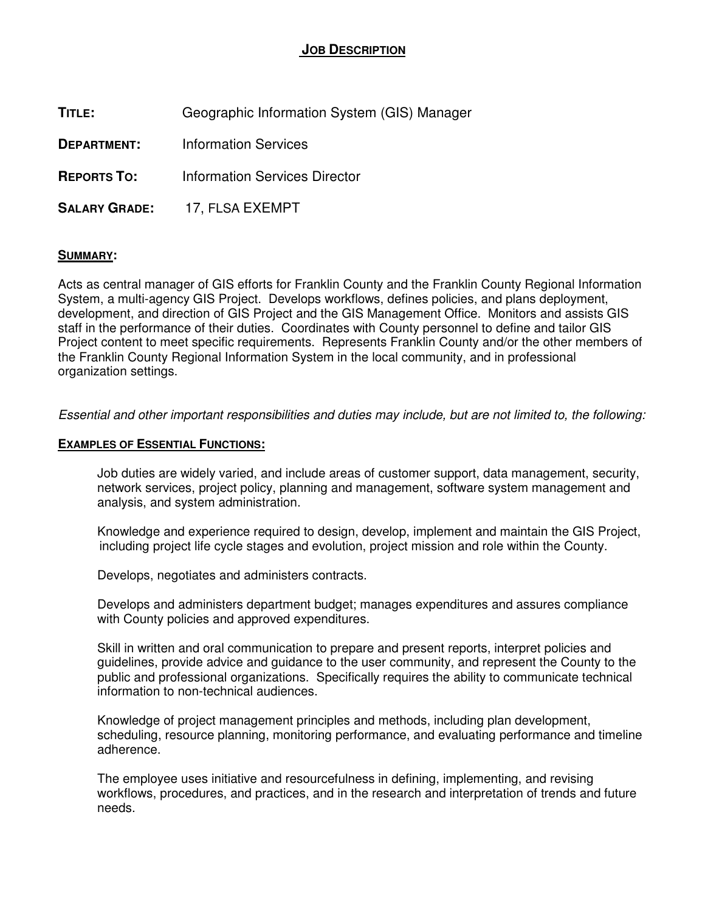# JOB DESCRIPTION

**TITLE:** Geographic Information System (GIS) Manager

**DEPARTMENT:** Information Services

**REPORTS TO:** Information Services Director

**SALARY GRADE:** 17, FLSA EXEMPT

## SUMMARY:

Acts as central manager of GIS efforts for Franklin County and the Franklin County Regional Information System, a multi-agency GIS Project. Develops workflows, defines policies, and plans deployment, development, and direction of GIS Project and the GIS Management Office. Monitors and assists GIS staff in the performance of their duties. Coordinates with County personnel to define and tailor GIS Project content to meet specific requirements. Represents Franklin County and/or the other members of the Franklin County Regional Information System in the local community, and in professional organization settings.

*Essential and other important responsibilities and duties may include, but are not limited to, the following:*

## EXAMPLES OF ESSENTIAL FUNCTIONS:

Job duties are widely varied, and include areas of customer support, data management, security, network services, project policy, planning and management, software system management and analysis, and system administration.

Knowledge and experience required to design, develop, implement and maintain the GIS Project, including project life cycle stages and evolution, project mission and role within the County.

Develops, negotiates and administers contracts.

Develops and administers department budget; manages expenditures and assures compliance with County policies and approved expenditures.

Skill in written and oral communication to prepare and present reports, interpret policies and guidelines, provide advice and guidance to the user community, and represent the County to the public and professional organizations. Specifically requires the ability to communicate technical information to non-technical audiences.

Knowledge of project management principles and methods, including plan development, scheduling, resource planning, monitoring performance, and evaluating performance and timeline adherence.

The employee uses initiative and resourcefulness in defining, implementing, and revising workflows, procedures, and practices, and in the research and interpretation of trends and future needs.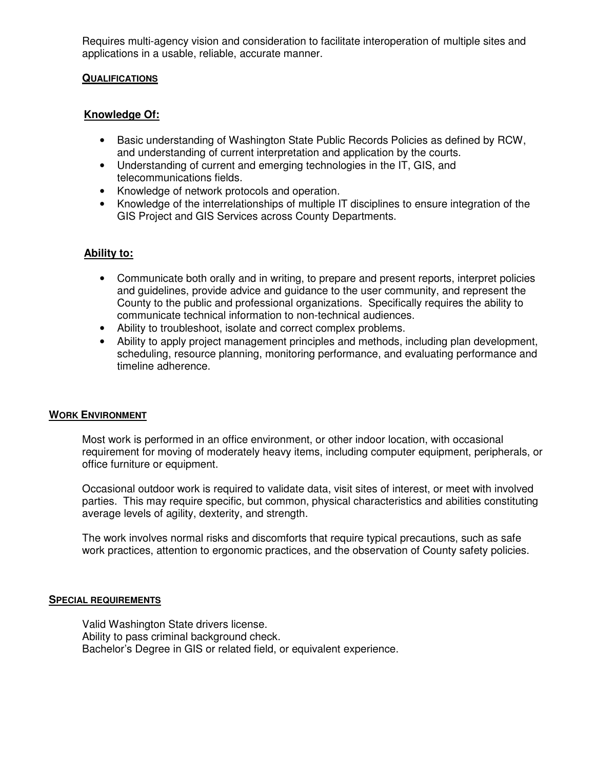Requires multi-agency vision and consideration to facilitate interoperation of multiple sites and applications in a usable, reliable, accurate manner.

## QUALIFICATIONS

### Knowledge Of:

- Basic understanding of Washington State Public Records Policies as defined by RCW, and understanding of current interpretation and application by the courts.
- Understanding of current and emerging technologies in the IT, GIS, and telecommunications fields.
- Knowledge of network protocols and operation.
- Knowledge of the interrelationships of multiple IT disciplines to ensure integration of the GIS Project and GIS Services across County Departments.

### Ability to:

- Communicate both orally and in writing, to prepare and present reports, interpret policies and guidelines, provide advice and guidance to the user community, and represent the County to the public and professional organizations. Specifically requires the ability to communicate technical information to non-technical audiences.
- Ability to troubleshoot, isolate and correct complex problems.
- Ability to apply project management principles and methods, including plan development, scheduling, resource planning, monitoring performance, and evaluating performance and timeline adherence.

## WORK ENVIRONMENT

Most work is performed in an office environment, or other indoor location, with occasional requirement for moving of moderately heavy items, including computer equipment, peripherals, or office furniture or equipment.

Occasional outdoor work is required to validate data, visit sites of interest, or meet with involved parties. This may require specific, but common, physical characteristics and abilities constituting average levels of agility, dexterity, and strength.

The work involves normal risks and discomforts that require typical precautions, such as safe work practices, attention to ergonomic practices, and the observation of County safety policies.

## SPECIAL REQUIREMENTS

Valid Washington State drivers license.
Ability to pass criminal background check.
Bachelor's Degree in GIS or related field, or equivalent experience.